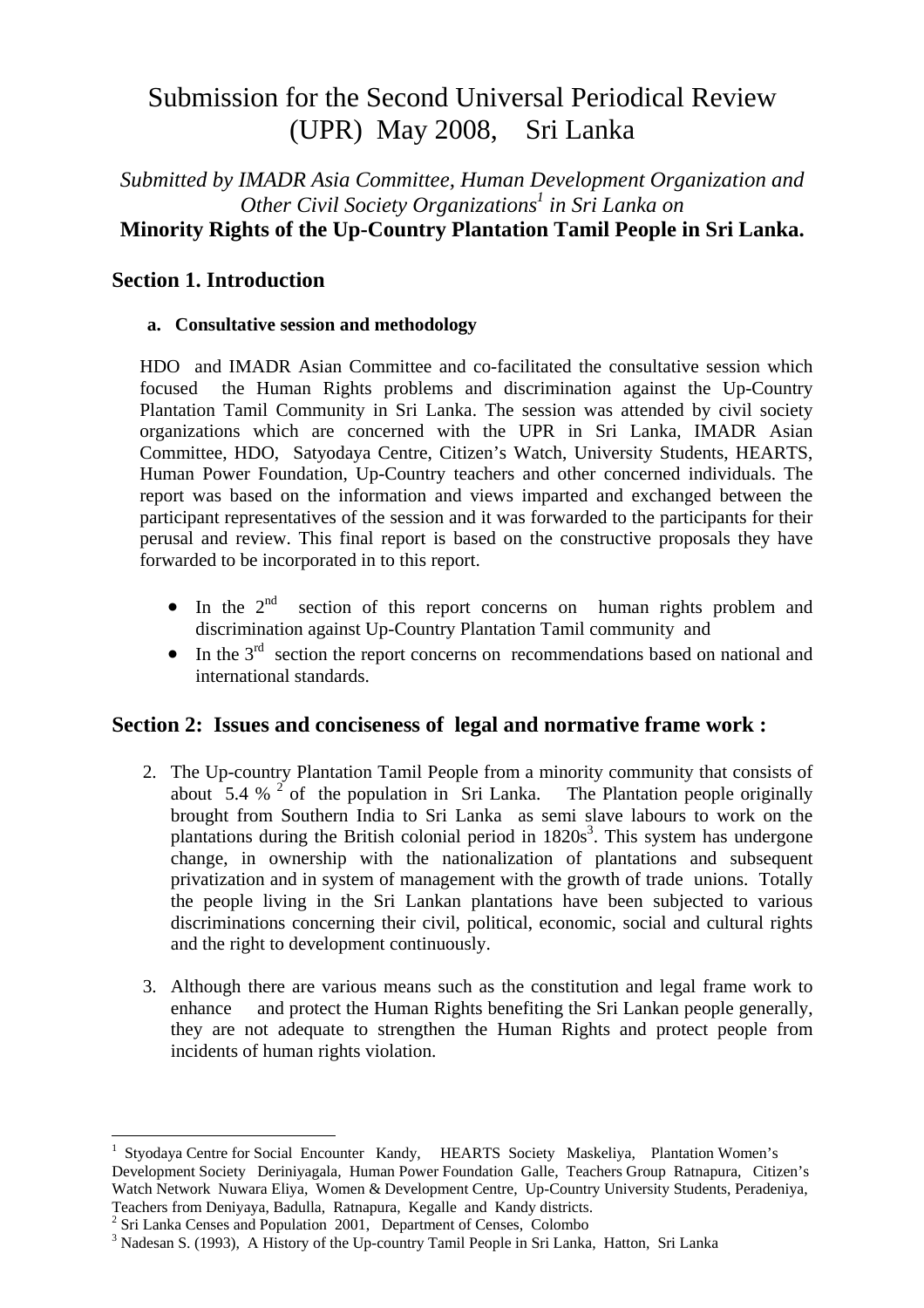# Submission for the Second Universal Periodical Review (UPR) May 2008, Sri Lanka

*Submitted by IMADR Asia Committee, Human Development Organization and Other Civil Society Organizations[1] in Sri Lanka on*

**Minority Rights of the Up-Country Plantation Tamil People in Sri Lanka.**

## Section 1. Introduction

### a. Consultative session and methodology

HDO and IMADR Asian Committee and co-facilitated the consultative session which focused the Human Rights problems and discrimination against the Up-Country Plantation Tamil Community in Sri Lanka. The session was attended by civil society organizations which are concerned with the UPR in Sri Lanka, IMADR Asian Committee, HDO, Satyodaya Centre, Citizen's Watch, University Students, HEARTS, Human Power Foundation, Up-Country teachers and other concerned individuals. The report was based on the information and views imparted and exchanged between the participant representatives of the session and it was forwarded to the participants for their perusal and review. This final report is based on the constructive proposals they have forwarded to be incorporated in to this report.

- In the 2nd section of this report concerns on human rights problem and discrimination against Up-Country Plantation Tamil community and
- In the 3rd section the report concerns on recommendations based on national and international standards.

## Section 2: Issues and conciseness of legal and normative frame work :

2. The Up-country Plantation Tamil People from a minority community that consists of about 5.4 %[2] of the population in Sri Lanka. The Plantation people originally brought from Southern India to Sri Lanka as semi slave labours to work on the plantations during the British colonial period in 1820s[3]. This system has undergone change, in ownership with the nationalization of plantations and subsequent privatization and in system of management with the growth of trade unions. Totally the people living in the Sri Lankan plantations have been subjected to various discriminations concerning their civil, political, economic, social and cultural rights and the right to development continuously.

3. Although there are various means such as the constitution and legal frame work to enhance and protect the Human Rights benefiting the Sri Lankan people generally, they are not adequate to strengthen the Human Rights and protect people from incidents of human rights violation.

---

[1] Styodaya Centre for Social Encounter Kandy, HEARTS Society Maskeliya, Plantation Women's Development Society Deriniyagala, Human Power Foundation Galle, Teachers Group Ratnapura, Citizen's Watch Network Nuwara Eliya, Women & Development Centre, Up-Country University Students, Peradeniya, Teachers from Deniyaya, Badulla, Ratnapura, Kegalle and Kandy districts.

[2] Sri Lanka Censes and Population 2001, Department of Censes, Colombo

[3] Nadesan S. (1993), A History of the Up-country Tamil People in Sri Lanka, Hatton, Sri Lanka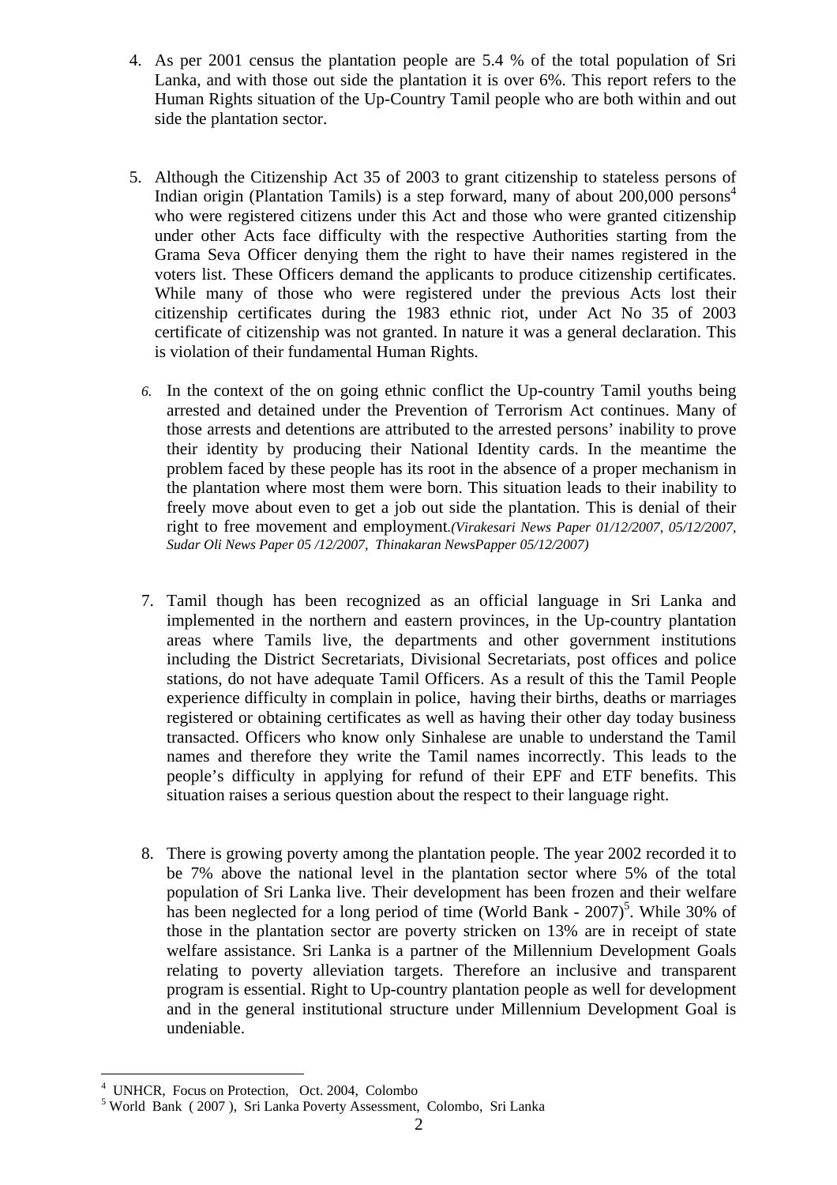4. As per 2001 census the plantation people are 5.4 % of the total population of Sri Lanka, and with those out side the plantation it is over 6%. This report refers to the Human Rights situation of the Up-Country Tamil people who are both within and out side the plantation sector.

5. Although the Citizenship Act 35 of 2003 to grant citizenship to stateless persons of Indian origin (Plantation Tamils) is a step forward, many of about 200,000 persons[4] who were registered citizens under this Act and those who were granted citizenship under other Acts face difficulty with the respective Authorities starting from the Grama Seva Officer denying them the right to have their names registered in the voters list. These Officers demand the applicants to produce citizenship certificates. While many of those who were registered under the previous Acts lost their citizenship certificates during the 1983 ethnic riot, under Act No 35 of 2003 certificate of citizenship was not granted. In nature it was a general declaration. This is violation of their fundamental Human Rights.

6. In the context of the on going ethnic conflict the Up-country Tamil youths being arrested and detained under the Prevention of Terrorism Act continues. Many of those arrests and detentions are attributed to the arrested persons' inability to prove their identity by producing their National Identity cards. In the meantime the problem faced by these people has its root in the absence of a proper mechanism in the plantation where most them were born. This situation leads to their inability to freely move about even to get a job out side the plantation. This is denial of their right to free movement and employment.*(Virakesari News Paper 01/12/2007, 05/12/2007, Sudar Oli News Paper 05 /12/2007, Thinakaran NewsPapper 05/12/2007)*

7. Tamil though has been recognized as an official language in Sri Lanka and implemented in the northern and eastern provinces, in the Up-country plantation areas where Tamils live, the departments and other government institutions including the District Secretariats, Divisional Secretariats, post offices and police stations, do not have adequate Tamil Officers. As a result of this the Tamil People experience difficulty in complain in police, having their births, deaths or marriages registered or obtaining certificates as well as having their other day today business transacted. Officers who know only Sinhalese are unable to understand the Tamil names and therefore they write the Tamil names incorrectly. This leads to the people's difficulty in applying for refund of their EPF and ETF benefits. This situation raises a serious question about the respect to their language right.

8. There is growing poverty among the plantation people. The year 2002 recorded it to be 7% above the national level in the plantation sector where 5% of the total population of Sri Lanka live. Their development has been frozen and their welfare has been neglected for a long period of time (World Bank - 2007)[5]. While 30% of those in the plantation sector are poverty stricken on 13% are in receipt of state welfare assistance. Sri Lanka is a partner of the Millennium Development Goals relating to poverty alleviation targets. Therefore an inclusive and transparent program is essential. Right to Up-country plantation people as well for development and in the general institutional structure under Millennium Development Goal is undeniable.

---

[4] UNHCR, Focus on Protection, Oct. 2004, Colombo

[5] World Bank ( 2007 ), Sri Lanka Poverty Assessment, Colombo, Sri Lanka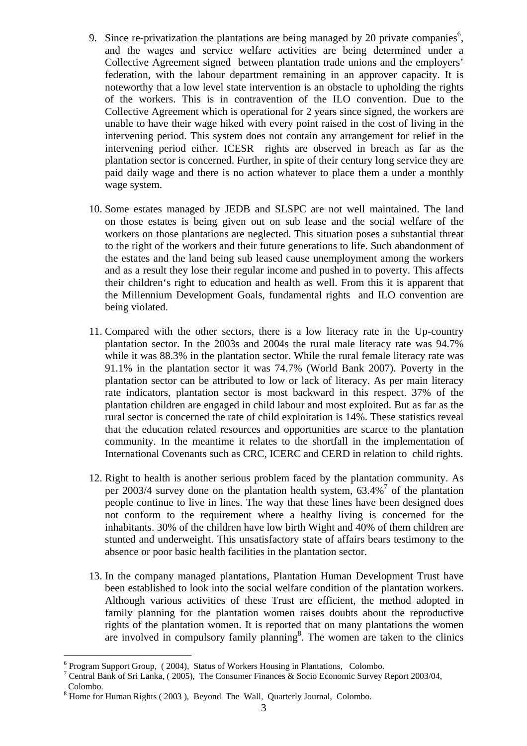9. Since re-privatization the plantations are being managed by 20 private companies[6], and the wages and service welfare activities are being determined under a Collective Agreement signed between plantation trade unions and the employers' federation, with the labour department remaining in an approver capacity. It is noteworthy that a low level state intervention is an obstacle to upholding the rights of the workers. This is in contravention of the ILO convention. Due to the Collective Agreement which is operational for 2 years since signed, the workers are unable to have their wage hiked with every point raised in the cost of living in the intervening period. This system does not contain any arrangement for relief in the intervening period either. ICESR rights are observed in breach as far as the plantation sector is concerned. Further, in spite of their century long service they are paid daily wage and there is no action whatever to place them a under a monthly wage system.

10. Some estates managed by JEDB and SLSPC are not well maintained. The land on those estates is being given out on sub lease and the social welfare of the workers on those plantations are neglected. This situation poses a substantial threat to the right of the workers and their future generations to life. Such abandonment of the estates and the land being sub leased cause unemployment among the workers and as a result they lose their regular income and pushed in to poverty. This affects their children's right to education and health as well. From this it is apparent that the Millennium Development Goals, fundamental rights and ILO convention are being violated.

11. Compared with the other sectors, there is a low literacy rate in the Up-country plantation sector. In the 2003s and 2004s the rural male literacy rate was 94.7% while it was 88.3% in the plantation sector. While the rural female literacy rate was 91.1% in the plantation sector it was 74.7% (World Bank 2007). Poverty in the plantation sector can be attributed to low or lack of literacy. As per main literacy rate indicators, plantation sector is most backward in this respect. 37% of the plantation children are engaged in child labour and most exploited. But as far as the rural sector is concerned the rate of child exploitation is 14%. These statistics reveal that the education related resources and opportunities are scarce to the plantation community. In the meantime it relates to the shortfall in the implementation of International Covenants such as CRC, ICERC and CERD in relation to child rights.

12. Right to health is another serious problem faced by the plantation community. As per 2003/4 survey done on the plantation health system, 63.4%[7] of the plantation people continue to live in lines. The way that these lines have been designed does not conform to the requirement where a healthy living is concerned for the inhabitants. 30% of the children have low birth Wight and 40% of them children are stunted and underweight. This unsatisfactory state of affairs bears testimony to the absence or poor basic health facilities in the plantation sector.

13. In the company managed plantations, Plantation Human Development Trust have been established to look into the social welfare condition of the plantation workers. Although various activities of these Trust are efficient, the method adopted in family planning for the plantation women raises doubts about the reproductive rights of the plantation women. It is reported that on many plantations the women are involved in compulsory family planning[8]. The women are taken to the clinics

---

[6] Program Support Group, ( 2004), Status of Workers Housing in Plantations, Colombo.

[7] Central Bank of Sri Lanka, ( 2005), The Consumer Finances & Socio Economic Survey Report 2003/04, Colombo.

[8] Home for Human Rights ( 2003 ), Beyond The Wall, Quarterly Journal, Colombo.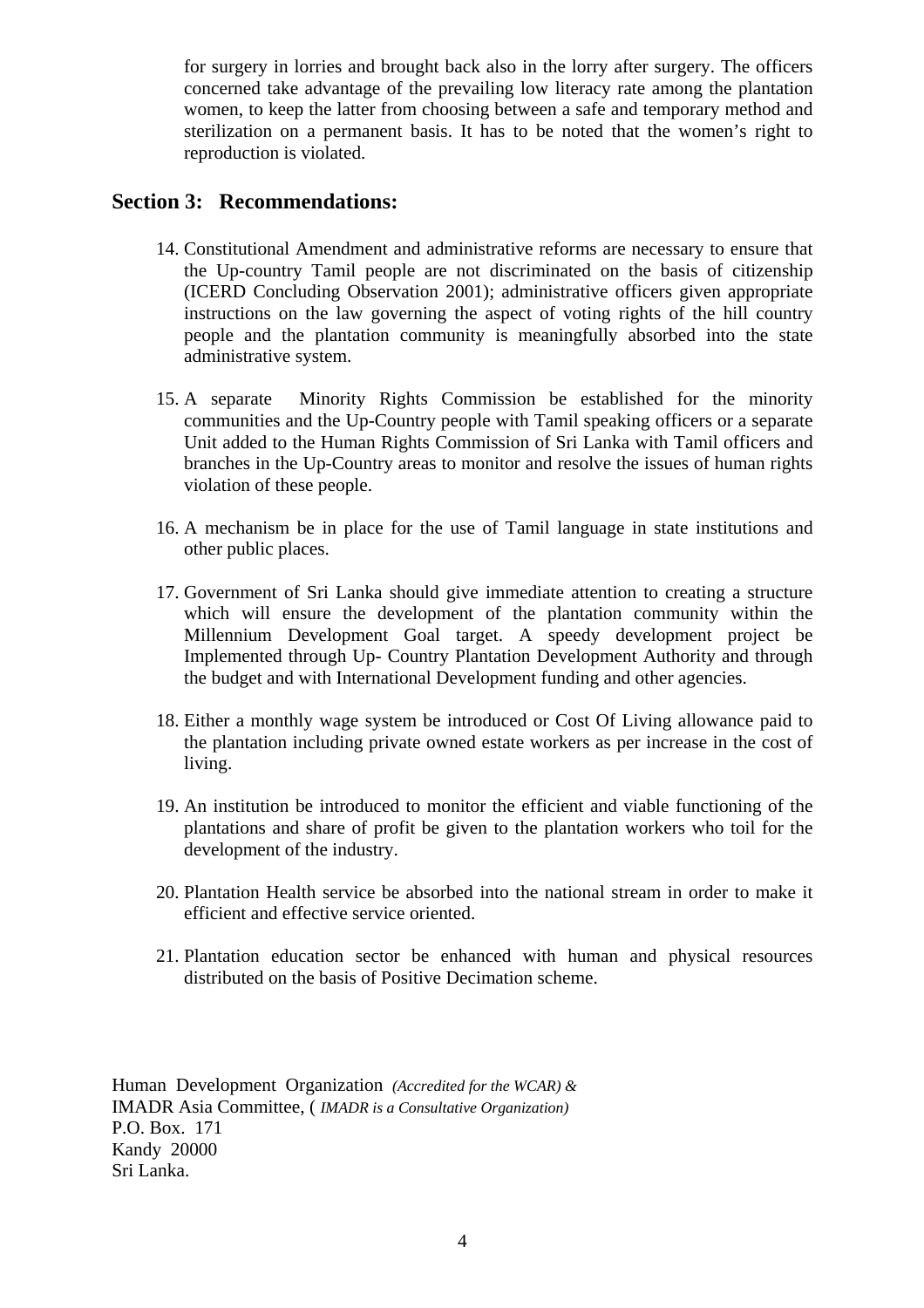for surgery in lorries and brought back also in the lorry after surgery. The officers concerned take advantage of the prevailing low literacy rate among the plantation women, to keep the latter from choosing between a safe and temporary method and sterilization on a permanent basis. It has to be noted that the women's right to reproduction is violated.

## Section 3: Recommendations:

14. Constitutional Amendment and administrative reforms are necessary to ensure that the Up-country Tamil people are not discriminated on the basis of citizenship (ICERD Concluding Observation 2001); administrative officers given appropriate instructions on the law governing the aspect of voting rights of the hill country people and the plantation community is meaningfully absorbed into the state administrative system.

15. A separate Minority Rights Commission be established for the minority communities and the Up-Country people with Tamil speaking officers or a separate Unit added to the Human Rights Commission of Sri Lanka with Tamil officers and branches in the Up-Country areas to monitor and resolve the issues of human rights violation of these people.

16. A mechanism be in place for the use of Tamil language in state institutions and other public places.

17. Government of Sri Lanka should give immediate attention to creating a structure which will ensure the development of the plantation community within the Millennium Development Goal target. A speedy development project be Implemented through Up- Country Plantation Development Authority and through the budget and with International Development funding and other agencies.

18. Either a monthly wage system be introduced or Cost Of Living allowance paid to the plantation including private owned estate workers as per increase in the cost of living.

19. An institution be introduced to monitor the efficient and viable functioning of the plantations and share of profit be given to the plantation workers who toil for the development of the industry.

20. Plantation Health service be absorbed into the national stream in order to make it efficient and effective service oriented.

21. Plantation education sector be enhanced with human and physical resources distributed on the basis of Positive Decimation scheme.

Human Development Organization *(Accredited for the WCAR) &*
IMADR Asia Committee, ( *IMADR is a Consultative Organization)*
P.O. Box. 171
Kandy 20000
Sri Lanka.